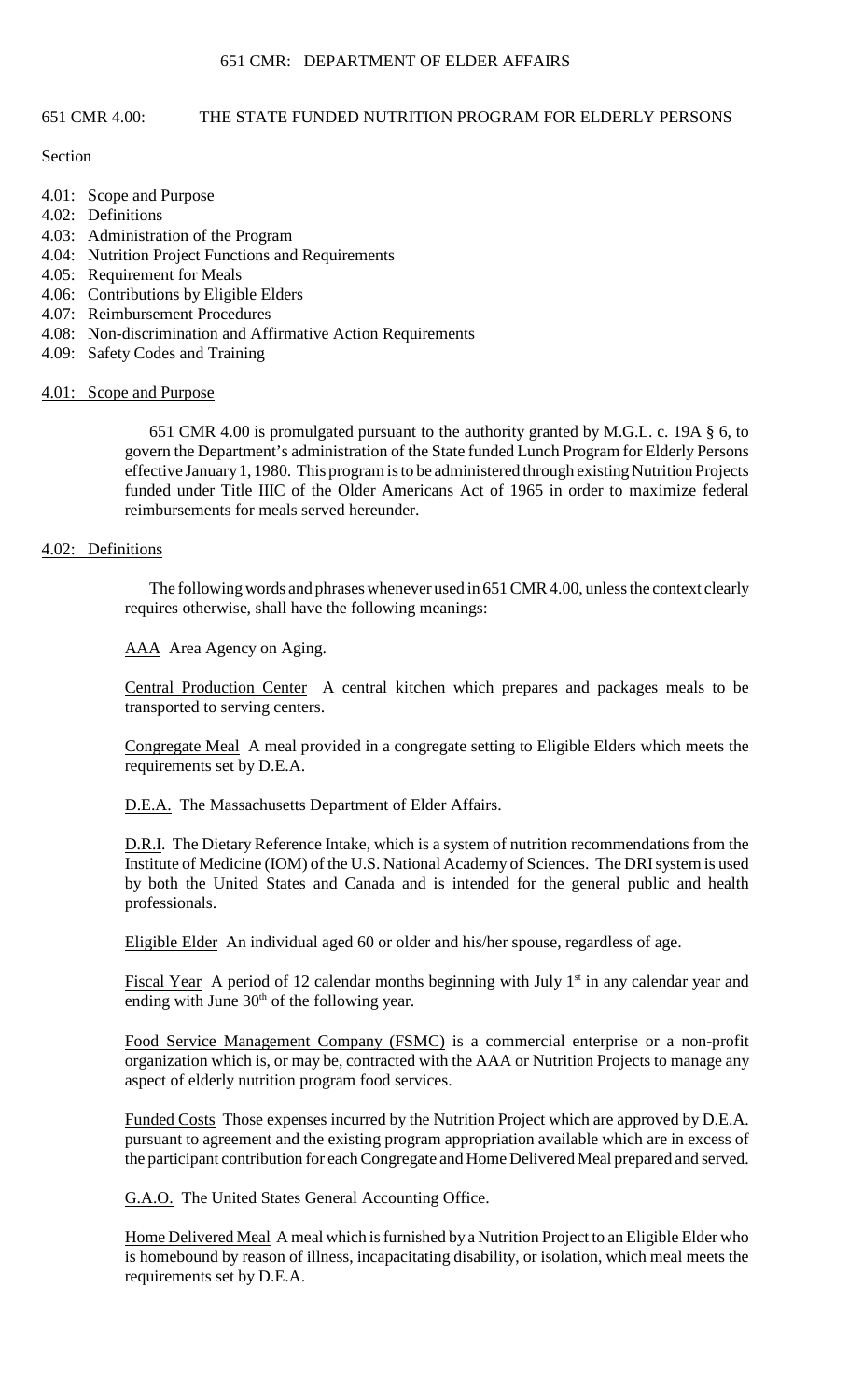# 651 CMR: DEPARTMENT OF ELDER AFFAIRS

## 651 CMR 4.00: THE STATE FUNDED NUTRITION PROGRAM FOR ELDERLY PERSONS

Section

- 4.01: Scope and Purpose
- 4.02: Definitions
- 4.03: Administration of the Program
- 4.04: Nutrition Project Functions and Requirements
- 4.05: Requirement for Meals
- 4.06: Contributions by Eligible Elders
- 4.07: Reimbursement Procedures
- 4.08: Non-discrimination and Affirmative Action Requirements
- 4.09: Safety Codes and Training

### 4.01: Scope and Purpose

651 CMR 4.00 is promulgated pursuant to the authority granted by M.G.L. c. 19A § 6, to govern the Department's administration of the State funded Lunch Program for Elderly Persons effective January 1, 1980. This program is to be administered through existing Nutrition Projects funded under Title IIIC of the Older Americans Act of 1965 in order to maximize federal reimbursements for meals served hereunder.

### 4.02: Definitions

The following words and phrases whenever used in 651 CMR 4.00, unless the context clearly requires otherwise, shall have the following meanings:

AAA Area Agency on Aging.

Central Production Center A central kitchen which prepares and packages meals to be transported to serving centers.

Congregate Meal A meal provided in a congregate setting to Eligible Elders which meets the requirements set by D.E.A.

D.E.A. The Massachusetts Department of Elder Affairs.

D.R.I. The Dietary Reference Intake, which is a system of nutrition recommendations from the Institute of Medicine (IOM) of the U.S. National Academy of Sciences. The DRI system is used by both the United States and Canada and is intended for the general public and health professionals.

Eligible Elder An individual aged 60 or older and his/her spouse, regardless of age.

Fiscal Year A period of 12 calendar months beginning with July 1st in any calendar year and ending with June 30th of the following year.

Food Service Management Company (FSMC) is a commercial enterprise or a non-profit organization which is, or may be, contracted with the AAA or Nutrition Projects to manage any aspect of elderly nutrition program food services.

Funded Costs Those expenses incurred by the Nutrition Project which are approved by D.E.A. pursuant to agreement and the existing program appropriation available which are in excess of the participant contribution for each Congregate and Home Delivered Meal prepared and served.

G.A.O. The United States General Accounting Office.

Home Delivered Meal A meal which is furnished by a Nutrition Project to an Eligible Elder who is homebound by reason of illness, incapacitating disability, or isolation, which meal meets the requirements set by D.E.A.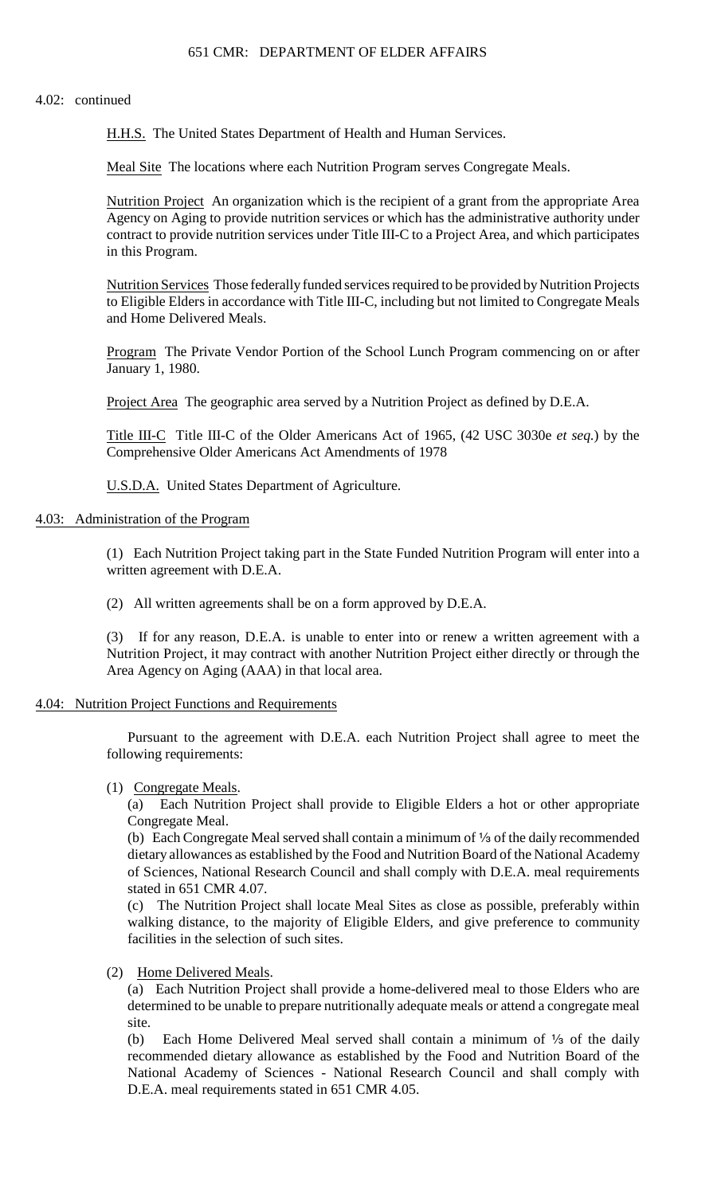4.02: continued

<u>H.H.S.</u> The United States Department of Health and Human Services.

<u>Meal Site</u> The locations where each Nutrition Program serves Congregate Meals.

<u>Nutrition Project</u> An organization which is the recipient of a grant from the appropriate Area Agency on Aging to provide nutrition services or which has the administrative authority under contract to provide nutrition services under Title III-C to a Project Area, and which participates in this Program.

<u>Nutrition Services</u> Those federally funded services required to be provided by Nutrition Projects to Eligible Elders in accordance with Title III-C, including but not limited to Congregate Meals and Home Delivered Meals.

<u>Program</u> The Private Vendor Portion of the School Lunch Program commencing on or after January 1, 1980.

<u>Project Area</u> The geographic area served by a Nutrition Project as defined by D.E.A.

<u>Title III-C</u> Title III-C of the Older Americans Act of 1965, (42 USC 3030e *et seq.*) by the Comprehensive Older Americans Act Amendments of 1978

<u>U.S.D.A.</u> United States Department of Agriculture.

## 4.03: Administration of the Program

(1) Each Nutrition Project taking part in the State Funded Nutrition Program will enter into a written agreement with D.E.A.

(2) All written agreements shall be on a form approved by D.E.A.

(3) If for any reason, D.E.A. is unable to enter into or renew a written agreement with a Nutrition Project, it may contract with another Nutrition Project either directly or through the Area Agency on Aging (AAA) in that local area.

## 4.04: Nutrition Project Functions and Requirements

Pursuant to the agreement with D.E.A. each Nutrition Project shall agree to meet the following requirements:

(1) <u>Congregate Meals</u>.

(a) Each Nutrition Project shall provide to Eligible Elders a hot or other appropriate Congregate Meal.

(b) Each Congregate Meal served shall contain a minimum of ⅓ of the daily recommended dietary allowances as established by the Food and Nutrition Board of the National Academy of Sciences, National Research Council and shall comply with D.E.A. meal requirements stated in 651 CMR 4.07.

(c) The Nutrition Project shall locate Meal Sites as close as possible, preferably within walking distance, to the majority of Eligible Elders, and give preference to community facilities in the selection of such sites.

(2) <u>Home Delivered Meals</u>.

(a) Each Nutrition Project shall provide a home-delivered meal to those Elders who are determined to be unable to prepare nutritionally adequate meals or attend a congregate meal site.

(b) Each Home Delivered Meal served shall contain a minimum of ⅓ of the daily recommended dietary allowance as established by the Food and Nutrition Board of the National Academy of Sciences - National Research Council and shall comply with D.E.A. meal requirements stated in 651 CMR 4.05.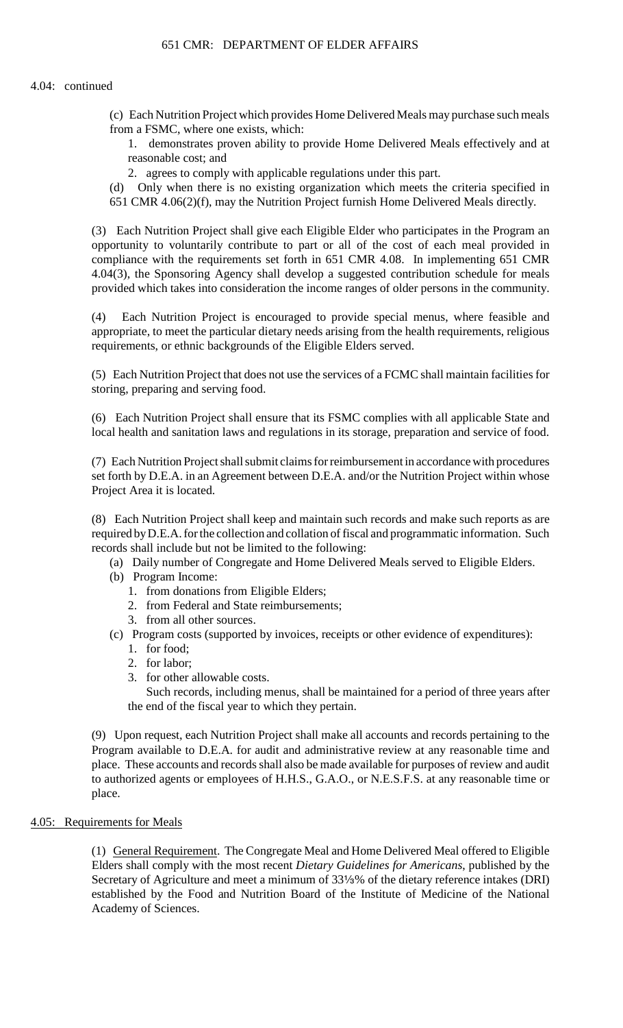4.04: continued

(c) Each Nutrition Project which provides Home Delivered Meals may purchase such meals from a FSMC, where one exists, which:

1. demonstrates proven ability to provide Home Delivered Meals effectively and at reasonable cost; and
2. agrees to comply with applicable regulations under this part.

(d) Only when there is no existing organization which meets the criteria specified in 651 CMR 4.06(2)(f), may the Nutrition Project furnish Home Delivered Meals directly.

(3) Each Nutrition Project shall give each Eligible Elder who participates in the Program an opportunity to voluntarily contribute to part or all of the cost of each meal provided in compliance with the requirements set forth in 651 CMR 4.08. In implementing 651 CMR 4.04(3), the Sponsoring Agency shall develop a suggested contribution schedule for meals provided which takes into consideration the income ranges of older persons in the community.

(4) Each Nutrition Project is encouraged to provide special menus, where feasible and appropriate, to meet the particular dietary needs arising from the health requirements, religious requirements, or ethnic backgrounds of the Eligible Elders served.

(5) Each Nutrition Project that does not use the services of a FCMC shall maintain facilities for storing, preparing and serving food.

(6) Each Nutrition Project shall ensure that its FSMC complies with all applicable State and local health and sanitation laws and regulations in its storage, preparation and service of food.

(7) Each Nutrition Project shall submit claims for reimbursement in accordance with procedures set forth by D.E.A. in an Agreement between D.E.A. and/or the Nutrition Project within whose Project Area it is located.

(8) Each Nutrition Project shall keep and maintain such records and make such reports as are required by D.E.A. for the collection and collation of fiscal and programmatic information. Such records shall include but not be limited to the following:

(a) Daily number of Congregate and Home Delivered Meals served to Eligible Elders.

(b) Program Income:

1. from donations from Eligible Elders;
2. from Federal and State reimbursements;
3. from all other sources.

(c) Program costs (supported by invoices, receipts or other evidence of expenditures):

1. for food;
2. for labor;
3. for other allowable costs.

Such records, including menus, shall be maintained for a period of three years after the end of the fiscal year to which they pertain.

(9) Upon request, each Nutrition Project shall make all accounts and records pertaining to the Program available to D.E.A. for audit and administrative review at any reasonable time and place. These accounts and records shall also be made available for purposes of review and audit to authorized agents or employees of H.H.S., G.A.O., or N.E.S.F.S. at any reasonable time or place.

## 4.05: Requirements for Meals

(1) General Requirement. The Congregate Meal and Home Delivered Meal offered to Eligible Elders shall comply with the most recent *Dietary Guidelines for Americans*, published by the Secretary of Agriculture and meet a minimum of 33⅓% of the dietary reference intakes (DRI) established by the Food and Nutrition Board of the Institute of Medicine of the National Academy of Sciences.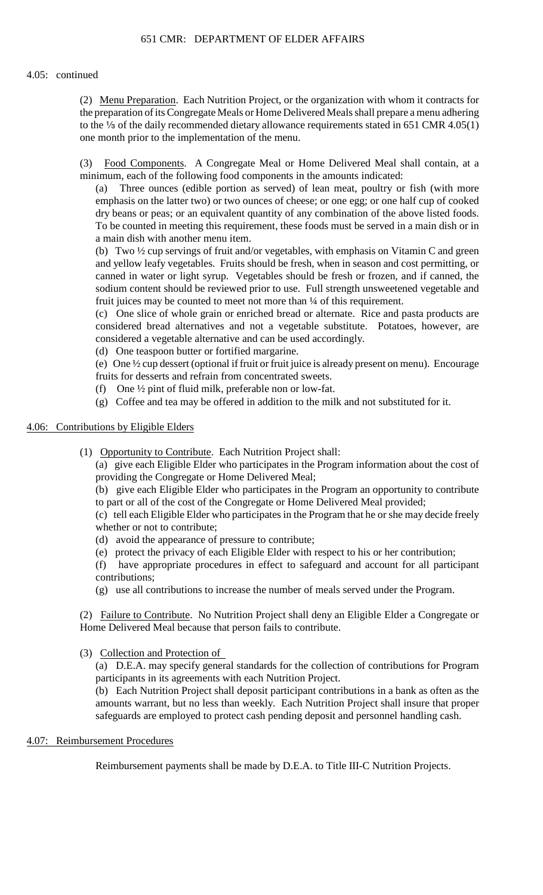4.05: continued

(2) Menu Preparation. Each Nutrition Project, or the organization with whom it contracts for the preparation of its Congregate Meals or Home Delivered Meals shall prepare a menu adhering to the ⅓ of the daily recommended dietary allowance requirements stated in 651 CMR 4.05(1) one month prior to the implementation of the menu.

(3) Food Components. A Congregate Meal or Home Delivered Meal shall contain, at a minimum, each of the following food components in the amounts indicated:

(a) Three ounces (edible portion as served) of lean meat, poultry or fish (with more emphasis on the latter two) or two ounces of cheese; or one egg; or one half cup of cooked dry beans or peas; or an equivalent quantity of any combination of the above listed foods. To be counted in meeting this requirement, these foods must be served in a main dish or in a main dish with another menu item.

(b) Two ½ cup servings of fruit and/or vegetables, with emphasis on Vitamin C and green and yellow leafy vegetables. Fruits should be fresh, when in season and cost permitting, or canned in water or light syrup. Vegetables should be fresh or frozen, and if canned, the sodium content should be reviewed prior to use. Full strength unsweetened vegetable and fruit juices may be counted to meet not more than ¼ of this requirement.

(c) One slice of whole grain or enriched bread or alternate. Rice and pasta products are considered bread alternatives and not a vegetable substitute. Potatoes, however, are considered a vegetable alternative and can be used accordingly.

(d) One teaspoon butter or fortified margarine.

(e) One ½ cup dessert (optional if fruit or fruit juice is already present on menu). Encourage fruits for desserts and refrain from concentrated sweets.

(f) One ½ pint of fluid milk, preferable non or low-fat.

(g) Coffee and tea may be offered in addition to the milk and not substituted for it.

4.06: Contributions by Eligible Elders

(1) Opportunity to Contribute. Each Nutrition Project shall:

(a) give each Eligible Elder who participates in the Program information about the cost of providing the Congregate or Home Delivered Meal;

(b) give each Eligible Elder who participates in the Program an opportunity to contribute to part or all of the cost of the Congregate or Home Delivered Meal provided;

(c) tell each Eligible Elder who participates in the Program that he or she may decide freely whether or not to contribute;

(d) avoid the appearance of pressure to contribute;

(e) protect the privacy of each Eligible Elder with respect to his or her contribution;

(f) have appropriate procedures in effect to safeguard and account for all participant contributions;

(g) use all contributions to increase the number of meals served under the Program.

(2) Failure to Contribute. No Nutrition Project shall deny an Eligible Elder a Congregate or Home Delivered Meal because that person fails to contribute.

(3) Collection and Protection of

(a) D.E.A. may specify general standards for the collection of contributions for Program participants in its agreements with each Nutrition Project.

(b) Each Nutrition Project shall deposit participant contributions in a bank as often as the amounts warrant, but no less than weekly. Each Nutrition Project shall insure that proper safeguards are employed to protect cash pending deposit and personnel handling cash.

4.07: Reimbursement Procedures

Reimbursement payments shall be made by D.E.A. to Title III-C Nutrition Projects.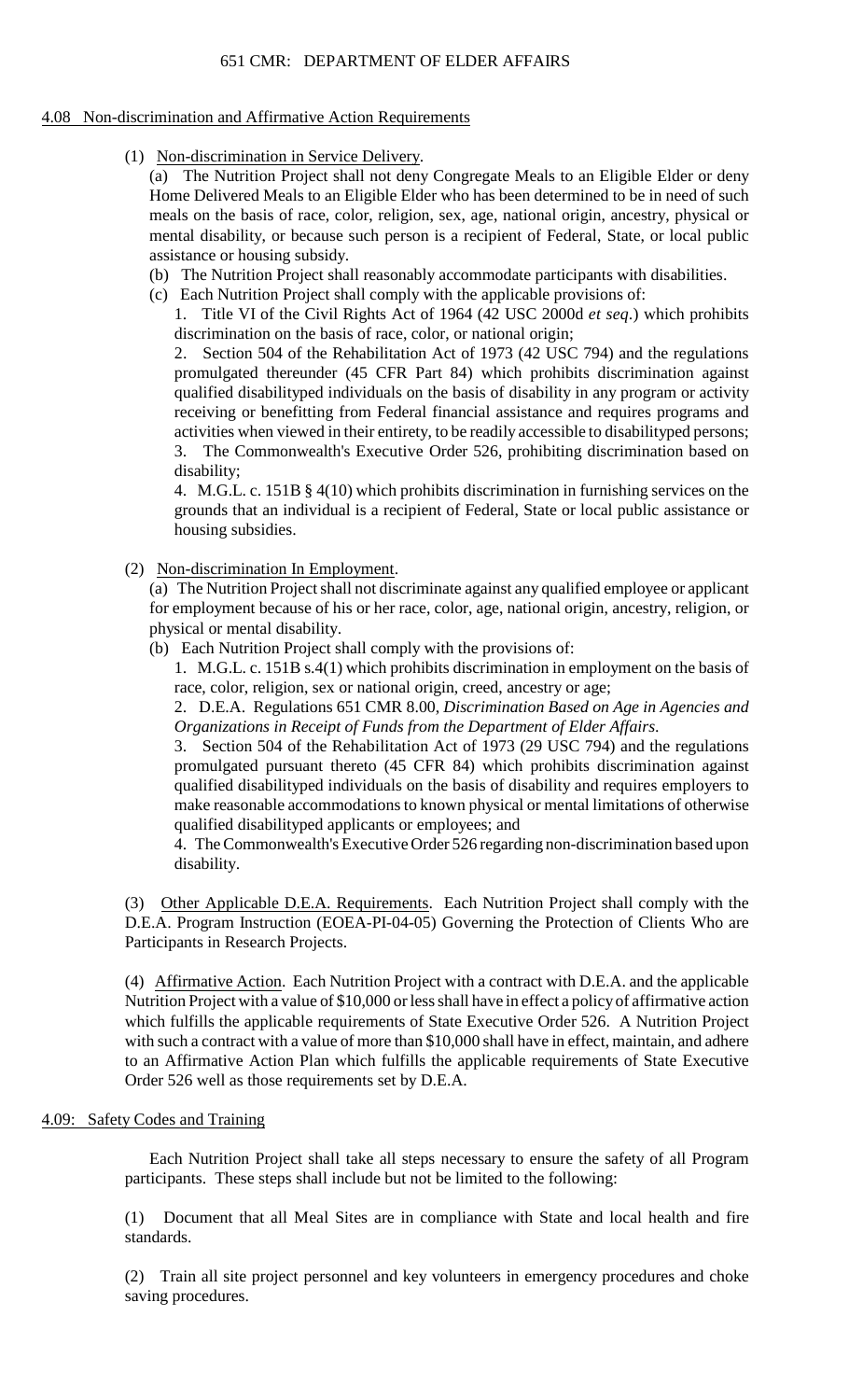#### 4.08 Non-discrimination and Affirmative Action Requirements

(1) Non-discrimination in Service Delivery.

(a) The Nutrition Project shall not deny Congregate Meals to an Eligible Elder or deny Home Delivered Meals to an Eligible Elder who has been determined to be in need of such meals on the basis of race, color, religion, sex, age, national origin, ancestry, physical or mental disability, or because such person is a recipient of Federal, State, or local public assistance or housing subsidy.

(b) The Nutrition Project shall reasonably accommodate participants with disabilities.

(c) Each Nutrition Project shall comply with the applicable provisions of:

1. Title VI of the Civil Rights Act of 1964 (42 USC 2000d *et seq*.) which prohibits discrimination on the basis of race, color, or national origin;

2. Section 504 of the Rehabilitation Act of 1973 (42 USC 794) and the regulations promulgated thereunder (45 CFR Part 84) which prohibits discrimination against qualified disabilityped individuals on the basis of disability in any program or activity receiving or benefitting from Federal financial assistance and requires programs and activities when viewed in their entirety, to be readily accessible to disabilityped persons;

3. The Commonwealth's Executive Order 526, prohibiting discrimination based on disability;

4. M.G.L. c. 151B § 4(10) which prohibits discrimination in furnishing services on the grounds that an individual is a recipient of Federal, State or local public assistance or housing subsidies.

(2) Non-discrimination In Employment.

(a) The Nutrition Project shall not discriminate against any qualified employee or applicant for employment because of his or her race, color, age, national origin, ancestry, religion, or physical or mental disability.

(b) Each Nutrition Project shall comply with the provisions of:

1. M.G.L. c. 151B s.4(1) which prohibits discrimination in employment on the basis of race, color, religion, sex or national origin, creed, ancestry or age;

2. D.E.A. Regulations 651 CMR 8.00, *Discrimination Based on Age in Agencies and Organizations in Receipt of Funds from the Department of Elder Affairs*.

3. Section 504 of the Rehabilitation Act of 1973 (29 USC 794) and the regulations promulgated pursuant thereto (45 CFR 84) which prohibits discrimination against qualified disabilityped individuals on the basis of disability and requires employers to make reasonable accommodations to known physical or mental limitations of otherwise qualified disabilityped applicants or employees; and

4. The Commonwealth's Executive Order 526 regarding non-discrimination based upon disability.

(3) Other Applicable D.E.A. Requirements. Each Nutrition Project shall comply with the D.E.A. Program Instruction (EOEA-PI-04-05) Governing the Protection of Clients Who are Participants in Research Projects.

(4) Affirmative Action. Each Nutrition Project with a contract with D.E.A. and the applicable Nutrition Project with a value of $10,000 or less shall have in effect a policy of affirmative action which fulfills the applicable requirements of State Executive Order 526. A Nutrition Project with such a contract with a value of more than $10,000 shall have in effect, maintain, and adhere to an Affirmative Action Plan which fulfills the applicable requirements of State Executive Order 526 well as those requirements set by D.E.A.

#### 4.09: Safety Codes and Training

Each Nutrition Project shall take all steps necessary to ensure the safety of all Program participants. These steps shall include but not be limited to the following:

(1) Document that all Meal Sites are in compliance with State and local health and fire standards.

(2) Train all site project personnel and key volunteers in emergency procedures and choke saving procedures.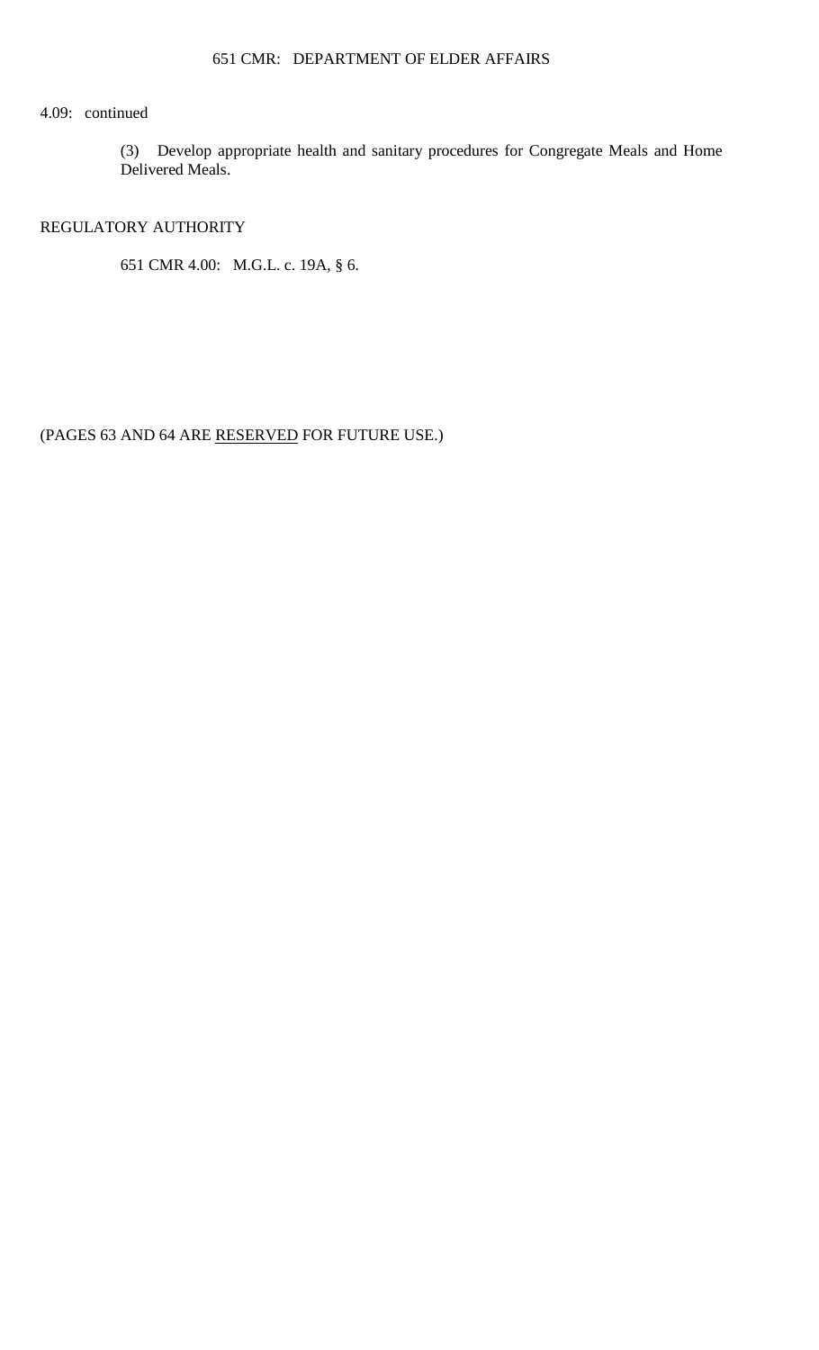4.09: continued

(3) Develop appropriate health and sanitary procedures for Congregate Meals and Home Delivered Meals.

REGULATORY AUTHORITY

651 CMR 4.00: M.G.L. c. 19A, § 6.

(PAGES 63 AND 64 ARE RESERVED FOR FUTURE USE.)